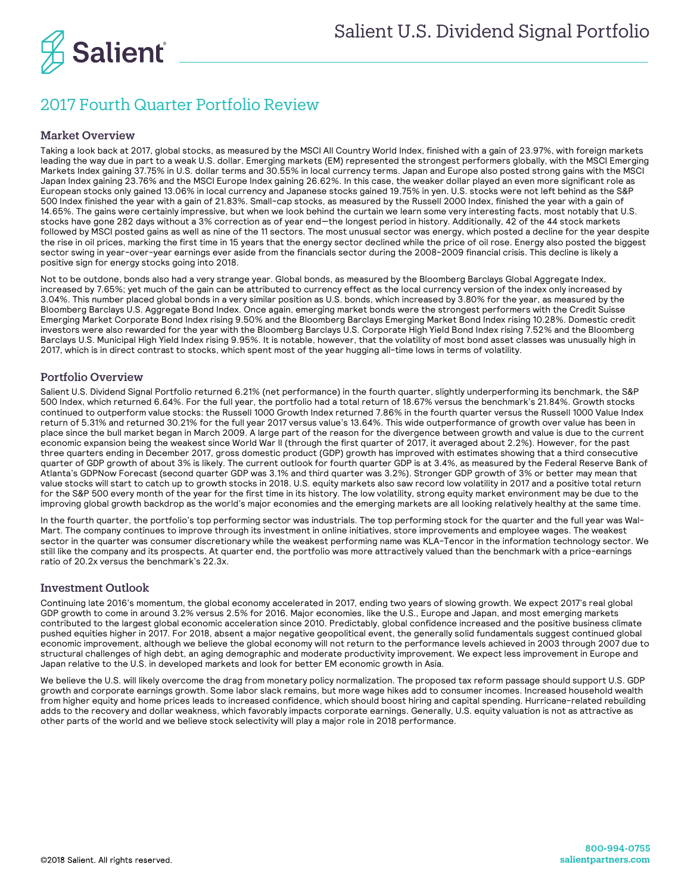# Salient U.S. Dividend Signal Portfolio

## 2017 Fourth Quarter Portfolio Review

### Market Overview

Taking a look back at 2017, global stocks, as measured by the MSCI All Country World Index, finished with a gain of 23.97%, with foreign markets leading the way due in part to a weak U.S. dollar. Emerging markets (EM) represented the strongest performers globally, with the MSCI Emerging Markets Index gaining 37.75% in U.S. dollar terms and 30.55% in local currency terms. Japan and Europe also posted strong gains with the MSCI Japan Index gaining 23.76% and the MSCI Europe Index gaining 26.62%. In this case, the weaker dollar played an even more significant role as European stocks only gained 13.06% in local currency and Japanese stocks gained 19.75% in yen. U.S. stocks were not left behind as the S&P 500 Index finished the year with a gain of 21.83%. Small-cap stocks, as measured by the Russell 2000 Index, finished the year with a gain of 14.65%. The gains were certainly impressive, but when we look behind the curtain we learn some very interesting facts, most notably that U.S. stocks have gone 282 days without a 3% correction as of year end—the longest period in history. Additionally, 42 of the 44 stock markets followed by MSCI posted gains as well as nine of the 11 sectors. The most unusual sector was energy, which posted a decline for the year despite the rise in oil prices, marking the first time in 15 years that the energy sector declined while the price of oil rose. Energy also posted the biggest sector swing in year-over-year earnings ever aside from the financials sector during the 2008-2009 financial crisis. This decline is likely a positive sign for energy stocks going into 2018.

Not to be outdone, bonds also had a very strange year. Global bonds, as measured by the Bloomberg Barclays Global Aggregate Index, increased by 7.65%; yet much of the gain can be attributed to currency effect as the local currency version of the index only increased by 3.04%. This number placed global bonds in a very similar position as U.S. bonds, which increased by 3.80% for the year, as measured by the Bloomberg Barclays U.S. Aggregate Bond Index. Once again, emerging market bonds were the strongest performers with the Credit Suisse Emerging Market Corporate Bond Index rising 9.50% and the Bloomberg Barclays Emerging Market Bond Index rising 10.28%. Domestic credit investors were also rewarded for the year with the Bloomberg Barclays U.S. Corporate High Yield Bond Index rising 7.52% and the Bloomberg Barclays U.S. Municipal High Yield Index rising 9.95%. It is notable, however, that the volatility of most bond asset classes was unusually high in 2017, which is in direct contrast to stocks, which spent most of the year hugging all-time lows in terms of volatility.

### Portfolio Overview

Salient U.S. Dividend Signal Portfolio returned 6.21% (net performance) in the fourth quarter, slightly underperforming its benchmark, the S&P 500 Index, which returned 6.64%. For the full year, the portfolio had a total return of 18.67% versus the benchmark's 21.84%. Growth stocks continued to outperform value stocks: the Russell 1000 Growth Index returned 7.86% in the fourth quarter versus the Russell 1000 Value Index return of 5.31% and returned 30.21% for the full year 2017 versus value's 13.64%. This wide outperformance of growth over value has been in place since the bull market began in March 2009. A large part of the reason for the divergence between growth and value is due to the current economic expansion being the weakest since World War II (through the first quarter of 2017, it averaged about 2.2%). However, for the past three quarters ending in December 2017, gross domestic product (GDP) growth has improved with estimates showing that a third consecutive quarter of GDP growth of about 3% is likely. The current outlook for fourth quarter GDP is at 3.4%, as measured by the Federal Reserve Bank of Atlanta's GDPNow Forecast (second quarter GDP was 3.1% and third quarter was 3.2%). Stronger GDP growth of 3% or better may mean that value stocks will start to catch up to growth stocks in 2018. U.S. equity markets also saw record low volatility in 2017 and a positive total return for the S&P 500 every month of the year for the first time in its history. The low volatility, strong equity market environment may be due to the improving global growth backdrop as the world's major economies and the emerging markets are all looking relatively healthy at the same time.

In the fourth quarter, the portfolio's top performing sector was industrials. The top performing stock for the quarter and the full year was Wal-Mart. The company continues to improve through its investment in online initiatives, store improvements and employee wages. The weakest sector in the quarter was consumer discretionary while the weakest performing name was KLA-Tencor in the information technology sector. We still like the company and its prospects. At quarter end, the portfolio was more attractively valued than the benchmark with a price-earnings ratio of 20.2x versus the benchmark's 22.3x.

### Investment Outlook

Continuing late 2016's momentum, the global economy accelerated in 2017, ending two years of slowing growth. We expect 2017's real global GDP growth to come in around 3.2% versus 2.5% for 2016. Major economies, like the U.S., Europe and Japan, and most emerging markets contributed to the largest global economic acceleration since 2010. Predictably, global confidence increased and the positive business climate pushed equities higher in 2017. For 2018, absent a major negative geopolitical event, the generally solid fundamentals suggest continued global economic improvement, although we believe the global economy will not return to the performance levels achieved in 2003 through 2007 due to structural challenges of high debt, an aging demographic and moderate productivity improvement. We expect less improvement in Europe and Japan relative to the U.S. in developed markets and look for better EM economic growth in Asia.

We believe the U.S. will likely overcome the drag from monetary policy normalization. The proposed tax reform passage should support U.S. GDP growth and corporate earnings growth. Some labor slack remains, but more wage hikes add to consumer incomes. Increased household wealth from higher equity and home prices leads to increased confidence, which should boost hiring and capital spending. Hurricane-related rebuilding adds to the recovery and dollar weakness, which favorably impacts corporate earnings. Generally, U.S. equity valuation is not as attractive as other parts of the world and we believe stock selectivity will play a major role in 2018 performance.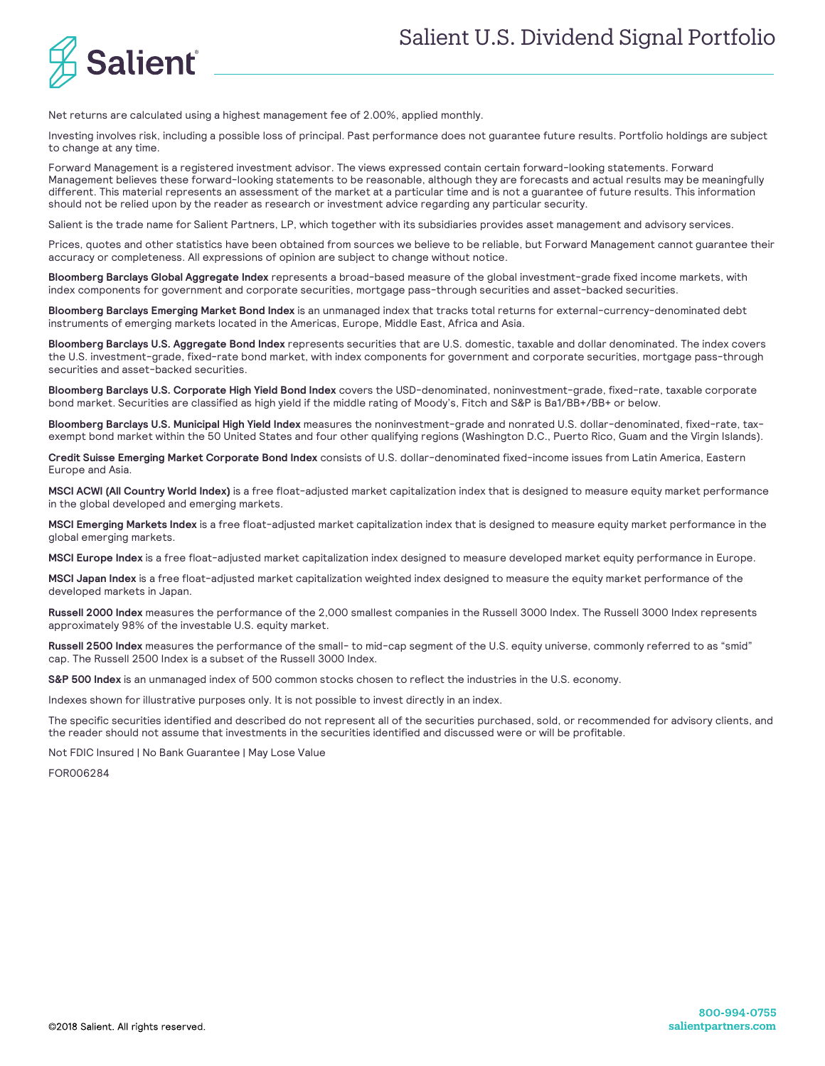Net returns are calculated using a highest management fee of 2.00%, applied monthly.

Investing involves risk, including a possible loss of principal. Past performance does not guarantee future results. Portfolio holdings are subject to change at any time.

Forward Management is a registered investment advisor. The views expressed contain certain forward-looking statements. Forward Management believes these forward-looking statements to be reasonable, although they are forecasts and actual results may be meaningfully different. This material represents an assessment of the market at a particular time and is not a guarantee of future results. This information should not be relied upon by the reader as research or investment advice regarding any particular security.

Salient is the trade name for Salient Partners, LP, which together with its subsidiaries provides asset management and advisory services.

Prices, quotes and other statistics have been obtained from sources we believe to be reliable, but Forward Management cannot guarantee their accuracy or completeness. All expressions of opinion are subject to change without notice.

**Bloomberg Barclays Global Aggregate Index** represents a broad-based measure of the global investment-grade fixed income markets, with index components for government and corporate securities, mortgage pass-through securities and asset-backed securities.

**Bloomberg Barclays Emerging Market Bond Index** is an unmanaged index that tracks total returns for external-currency-denominated debt instruments of emerging markets located in the Americas, Europe, Middle East, Africa and Asia.

**Bloomberg Barclays U.S. Aggregate Bond Index** represents securities that are U.S. domestic, taxable and dollar denominated. The index covers the U.S. investment-grade, fixed-rate bond market, with index components for government and corporate securities, mortgage pass-through securities and asset-backed securities.

**Bloomberg Barclays U.S. Corporate High Yield Bond Index** covers the USD-denominated, noninvestment-grade, fixed-rate, taxable corporate bond market. Securities are classified as high yield if the middle rating of Moody's, Fitch and S&P is Ba1/BB+/BB+ or below.

**Bloomberg Barclays U.S. Municipal High Yield Index** measures the noninvestment-grade and nonrated U.S. dollar-denominated, fixed-rate, tax-exempt bond market within the 50 United States and four other qualifying regions (Washington D.C., Puerto Rico, Guam and the Virgin Islands).

**Credit Suisse Emerging Market Corporate Bond Index** consists of U.S. dollar-denominated fixed-income issues from Latin America, Eastern Europe and Asia.

**MSCI ACWI (All Country World Index)** is a free float-adjusted market capitalization index that is designed to measure equity market performance in the global developed and emerging markets.

**MSCI Emerging Markets Index** is a free float-adjusted market capitalization index that is designed to measure equity market performance in the global emerging markets.

**MSCI Europe Index** is a free float-adjusted market capitalization index designed to measure developed market equity performance in Europe.

**MSCI Japan Index** is a free float-adjusted market capitalization weighted index designed to measure the equity market performance of the developed markets in Japan.

**Russell 2000 Index** measures the performance of the 2,000 smallest companies in the Russell 3000 Index. The Russell 3000 Index represents approximately 98% of the investable U.S. equity market.

**Russell 2500 Index** measures the performance of the small- to mid-cap segment of the U.S. equity universe, commonly referred to as "smid" cap. The Russell 2500 Index is a subset of the Russell 3000 Index.

**S&P 500 Index** is an unmanaged index of 500 common stocks chosen to reflect the industries in the U.S. economy.

Indexes shown for illustrative purposes only. It is not possible to invest directly in an index.

The specific securities identified and described do not represent all of the securities purchased, sold, or recommended for advisory clients, and the reader should not assume that investments in the securities identified and discussed were or will be profitable.

Not FDIC Insured | No Bank Guarantee | May Lose Value

FOR006284

©2018 Salient. All rights reserved.

800-994-0755
salientpartners.com